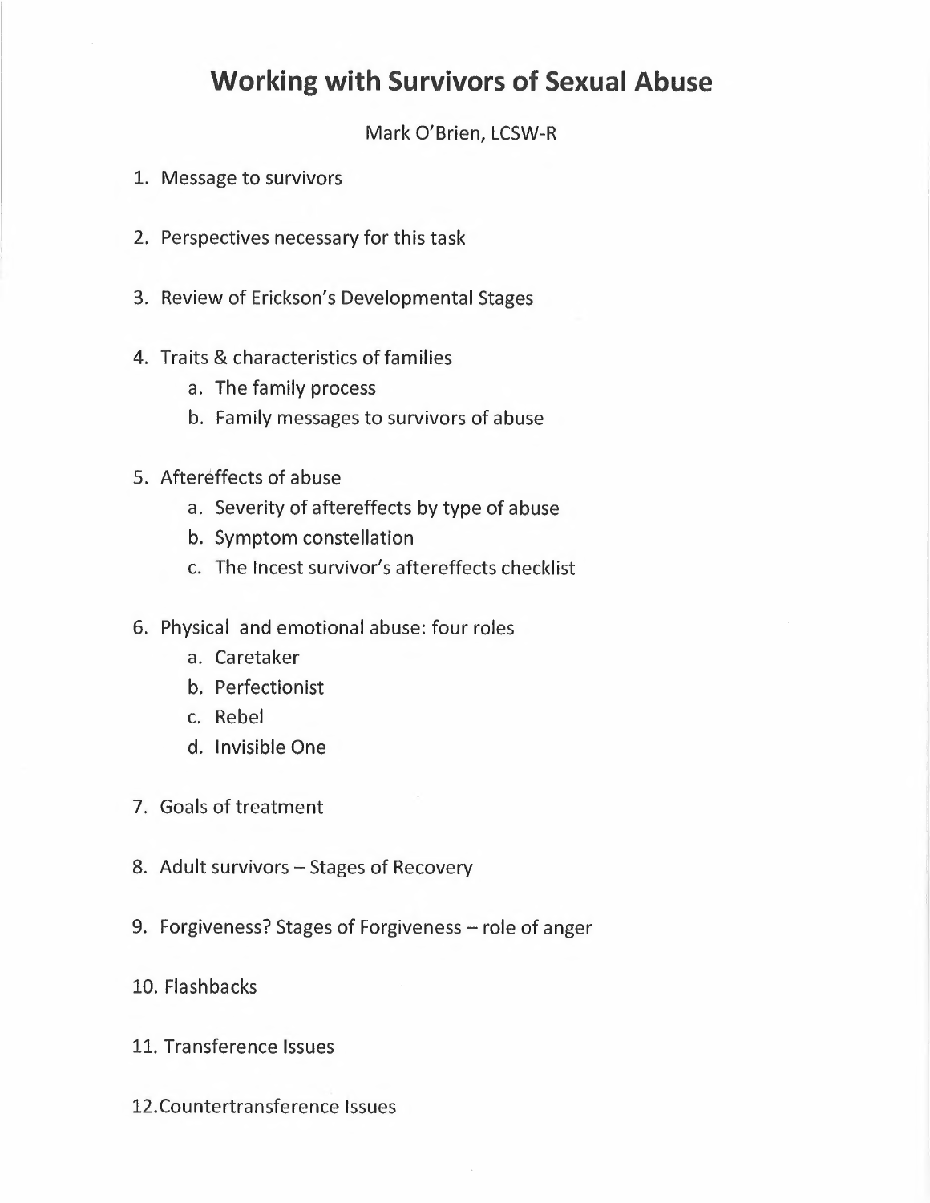# Working with Survivors of Sexual Abuse

Mark O'Brien, LCSW-R

1. Message to survivors

2. Perspectives necessary for this task

3. Review of Erickson's Developmental Stages

4. Traits & characteristics of families
   a. The family process
   b. Family messages to survivors of abuse

5. Aftereffects of abuse
   a. Severity of aftereffects by type of abuse
   b. Symptom constellation
   c. The Incest survivor's aftereffects checklist

6. Physical and emotional abuse: four roles
   a. Caretaker
   b. Perfectionist
   c. Rebel
   d. Invisible One

7. Goals of treatment

8. Adult survivors – Stages of Recovery

9. Forgiveness? Stages of Forgiveness – role of anger

10. Flashbacks

11. Transference Issues

12. Countertransference Issues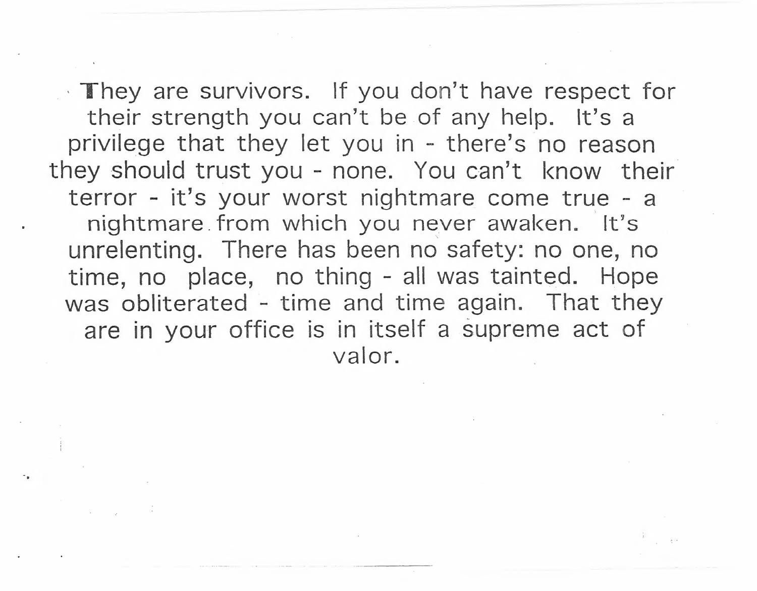They are survivors. If you don't have respect for their strength you can't be of any help. It's a privilege that they let you in - there's no reason they should trust you - none. You can't know their terror - it's your worst nightmare come true - a nightmare from which you never awaken. It's unrelenting. There has been no safety: no one, no time, no place, no thing - all was tainted. Hope was obliterated - time and time again. That they are in your office is in itself a supreme act of valor.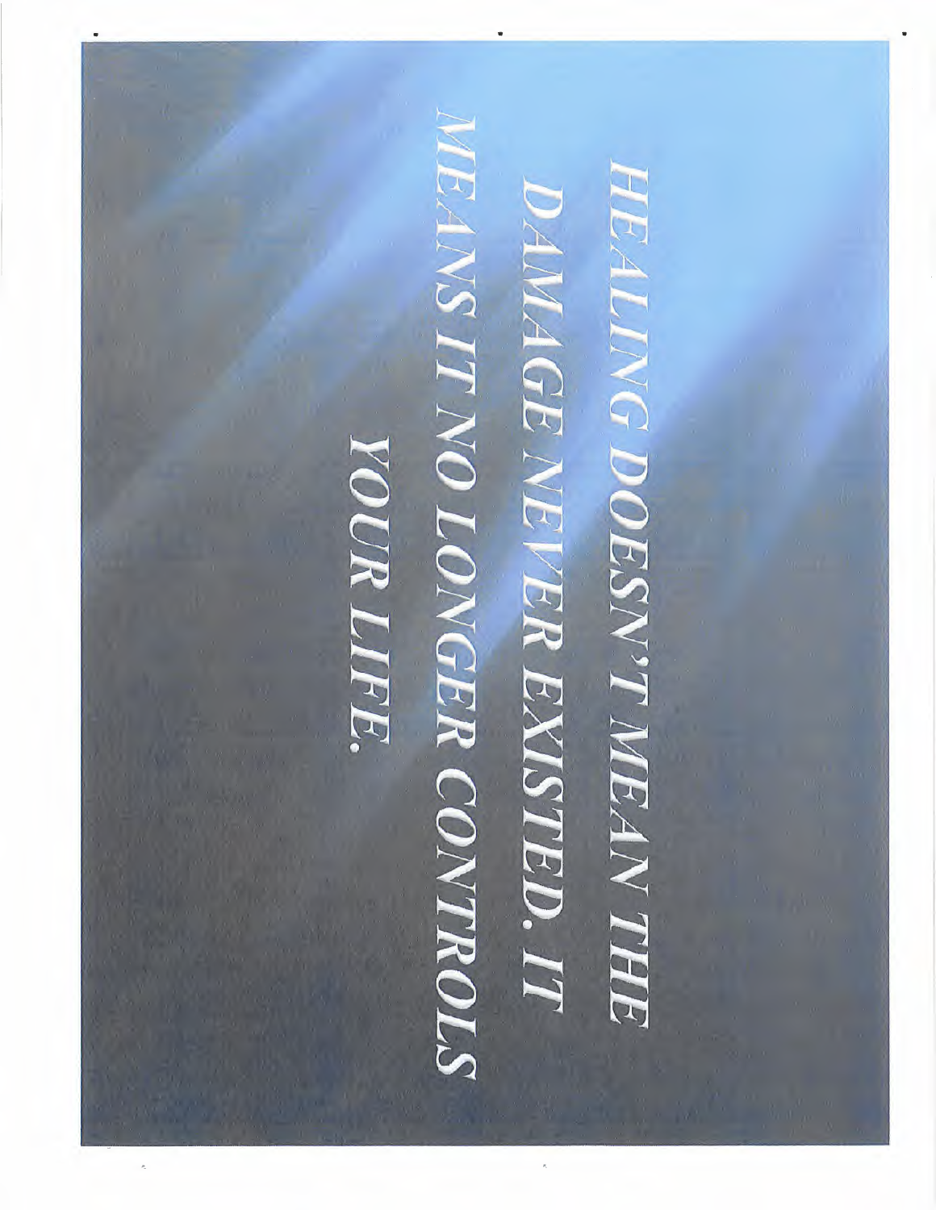HEALING DOESN'T MEAN THE DAMAGE NEVER EXISTED. IT MEANS IT NO LONGER CONTROLS YOUR LIFE.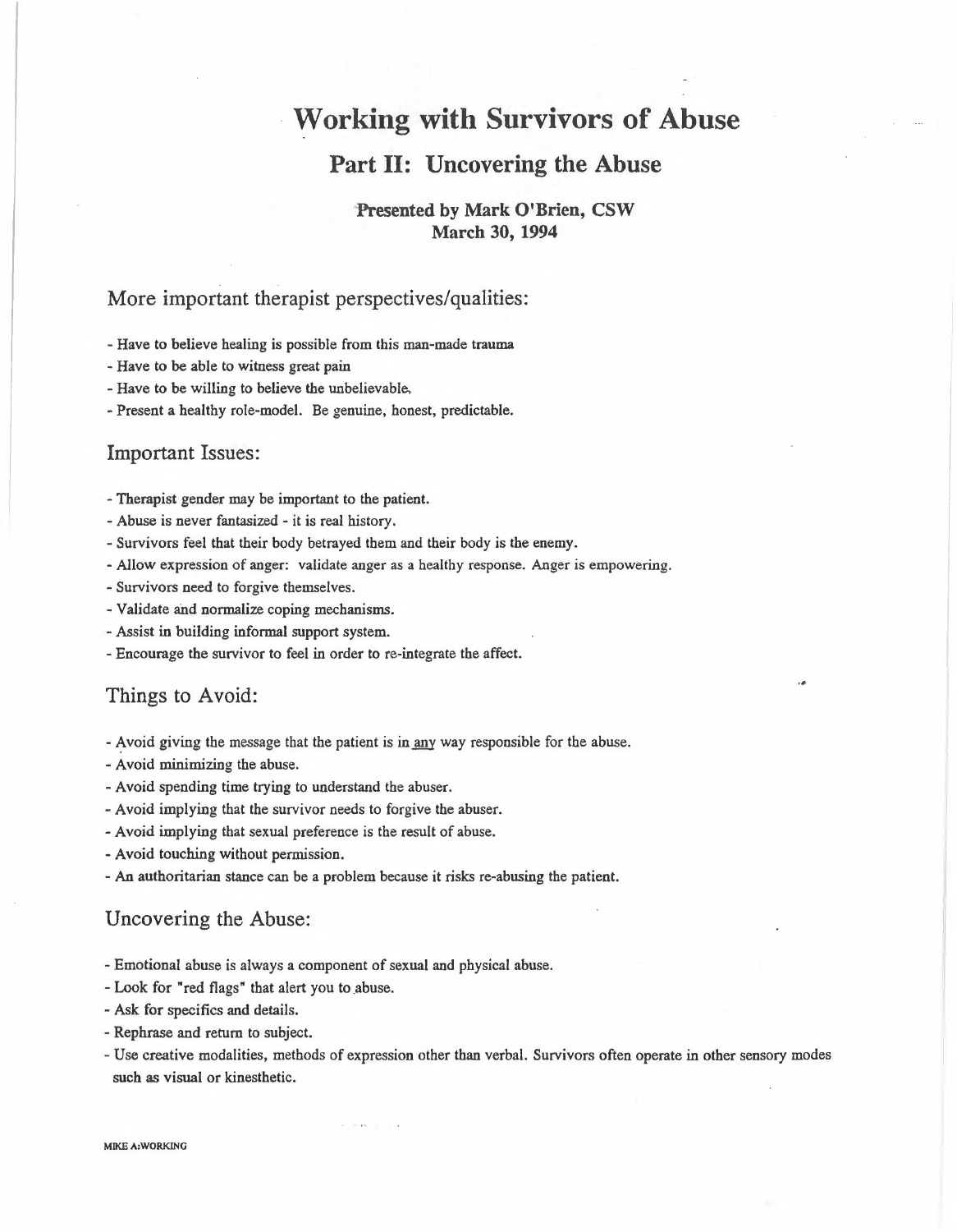# Working with Survivors of Abuse

## Part II: Uncovering the Abuse

**Presented by Mark O'Brien, CSW**
**March 30, 1994**

### More important therapist perspectives/qualities:

- Have to believe healing is possible from this man-made trauma
- Have to be able to witness great pain
- Have to be willing to believe the unbelievable.
- Present a healthy role-model. Be genuine, honest, predictable.

### Important Issues:

- Therapist gender may be important to the patient.
- Abuse is never fantasized - it is real history.
- Survivors feel that their body betrayed them and their body is the enemy.
- Allow expression of anger: validate anger as a healthy response. Anger is empowering.
- Survivors need to forgive themselves.
- Validate and normalize coping mechanisms.
- Assist in building informal support system.
- Encourage the survivor to feel in order to re-integrate the affect.

### Things to Avoid:

- Avoid giving the message that the patient is in <u>any</u> way responsible for the abuse.
- Avoid minimizing the abuse.
- Avoid spending time trying to understand the abuser.
- Avoid implying that the survivor needs to forgive the abuser.
- Avoid implying that sexual preference is the result of abuse.
- Avoid touching without permission.
- An authoritarian stance can be a problem because it risks re-abusing the patient.

### Uncovering the Abuse:

- Emotional abuse is always a component of sexual and physical abuse.
- Look for "red flags" that alert you to abuse.
- Ask for specifics and details.
- Rephrase and return to subject.
- Use creative modalities, methods of expression other than verbal. Survivors often operate in other sensory modes such as visual or kinesthetic.

MIKE A:WORKING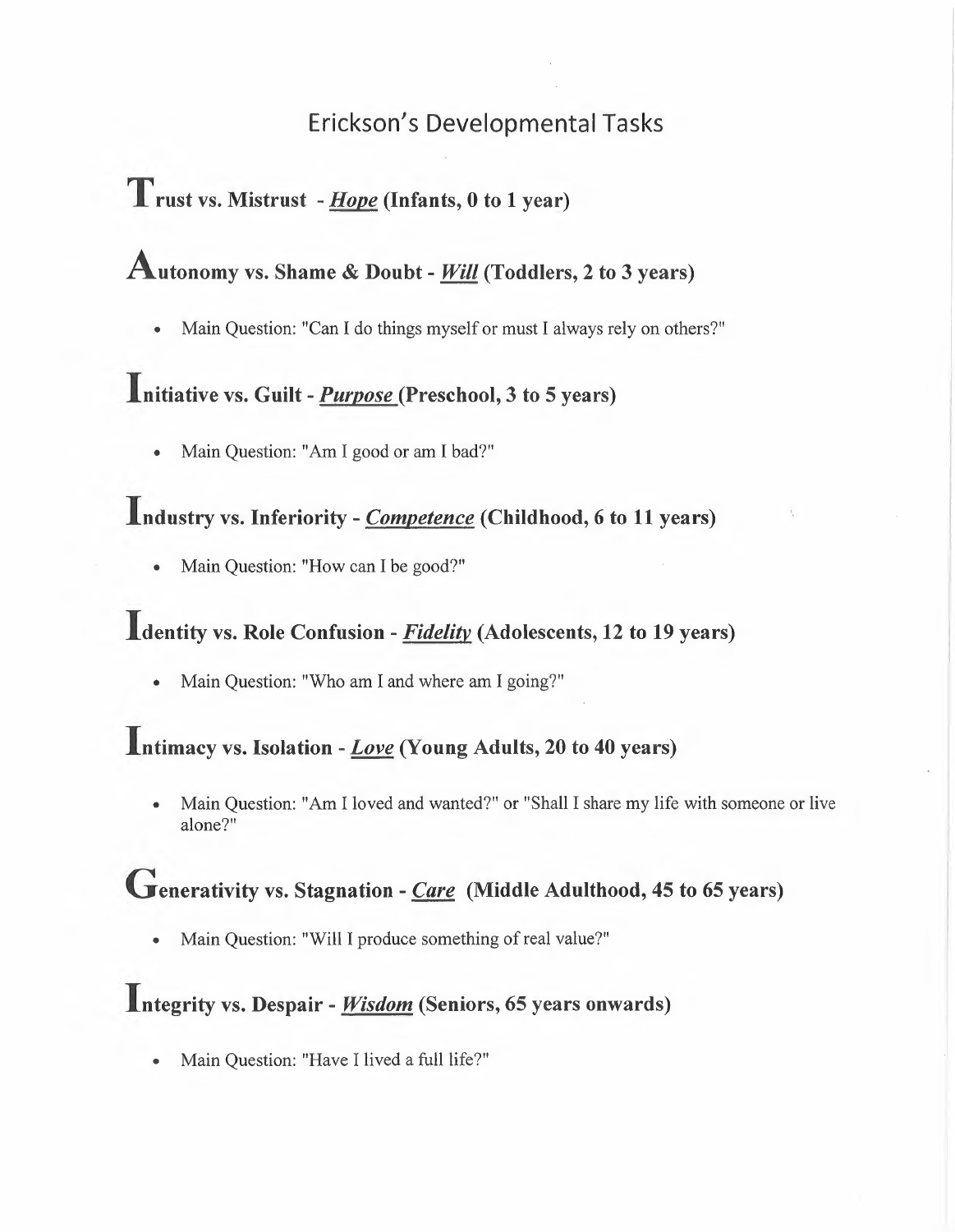# Erickson's Developmental Tasks

## **Trust vs. Mistrust - *Hope* (Infants, 0 to 1 year)**

## **Autonomy vs. Shame & Doubt - *Will* (Toddlers, 2 to 3 years)**

- Main Question: "Can I do things myself or must I always rely on others?"

## **Initiative vs. Guilt - *Purpose* (Preschool, 3 to 5 years)**

- Main Question: "Am I good or am I bad?"

## **Industry vs. Inferiority - *Competence* (Childhood, 6 to 11 years)**

- Main Question: "How can I be good?"

## **Identity vs. Role Confusion - *Fidelity* (Adolescents, 12 to 19 years)**

- Main Question: "Who am I and where am I going?"

## **Intimacy vs. Isolation - *Love* (Young Adults, 20 to 40 years)**

- Main Question: "Am I loved and wanted?" or "Shall I share my life with someone or live alone?"

## **Generativity vs. Stagnation - *Care* (Middle Adulthood, 45 to 65 years)**

- Main Question: "Will I produce something of real value?"

## **Integrity vs. Despair - *Wisdom* (Seniors, 65 years onwards)**

- Main Question: "Have I lived a full life?"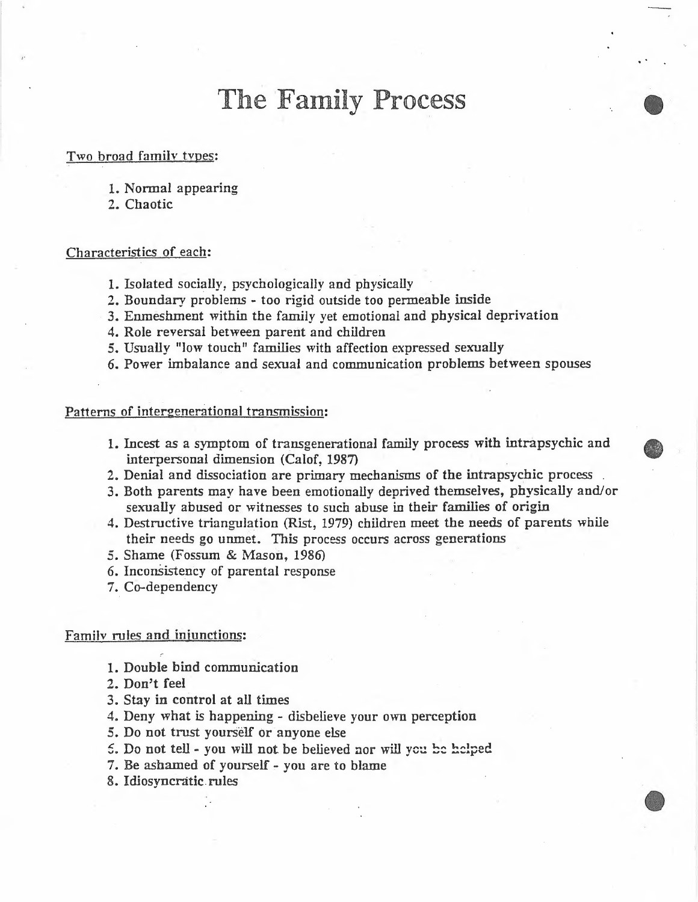# The Family Process

Two broad family types:

1. Normal appearing
2. Chaotic

Characteristics of each:

1. Isolated socially, psychologically and physically
2. Boundary problems - too rigid outside too permeable inside
3. Enmeshment within the family yet emotional and physical deprivation
4. Role reversal between parent and children
5. Usually "low touch" families with affection expressed sexually
6. Power imbalance and sexual and communication problems between spouses

Patterns of intergenerational transmission:

1. Incest as a symptom of transgenerational family process with intrapsychic and interpersonal dimension (Calof, 1987)
2. Denial and dissociation are primary mechanisms of the intrapsychic process
3. Both parents may have been emotionally deprived themselves, physically and/or sexually abused or witnesses to such abuse in their families of origin
4. Destructive triangulation (Rist, 1979) children meet the needs of parents while their needs go unmet. This process occurs across generations
5. Shame (Fossum & Mason, 1986)
6. Inconsistency of parental response
7. Co-dependency

Family rules and injunctions:

1. Double bind communication
2. Don't feel
3. Stay in control at all times
4. Deny what is happening - disbelieve your own perception
5. Do not trust yourself or anyone else
6. Do not tell - you will not be believed nor will you be helped
7. Be ashamed of yourself - you are to blame
8. Idiosyncratic rules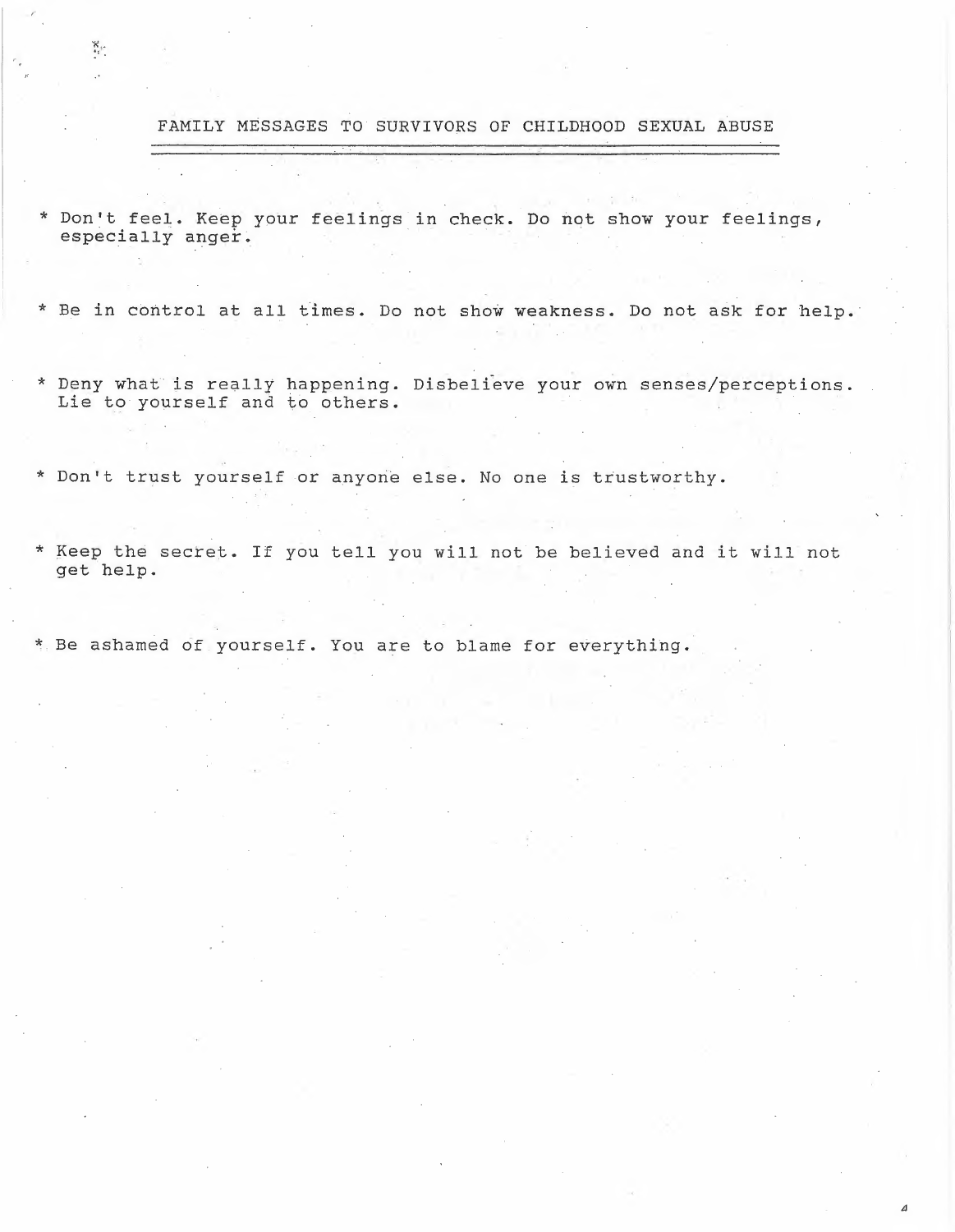## FAMILY MESSAGES TO SURVIVORS OF CHILDHOOD SEXUAL ABUSE

* Don't feel. Keep your feelings in check. Do not show your feelings, especially anger.

* Be in control at all times. Do not show weakness. Do not ask for help.

* Deny what is really happening. Disbelieve your own senses/perceptions. Lie to yourself and to others.

* Don't trust yourself or anyone else. No one is trustworthy.

* Keep the secret. If you tell you will not be believed and it will not get help.

* Be ashamed of yourself. You are to blame for everything.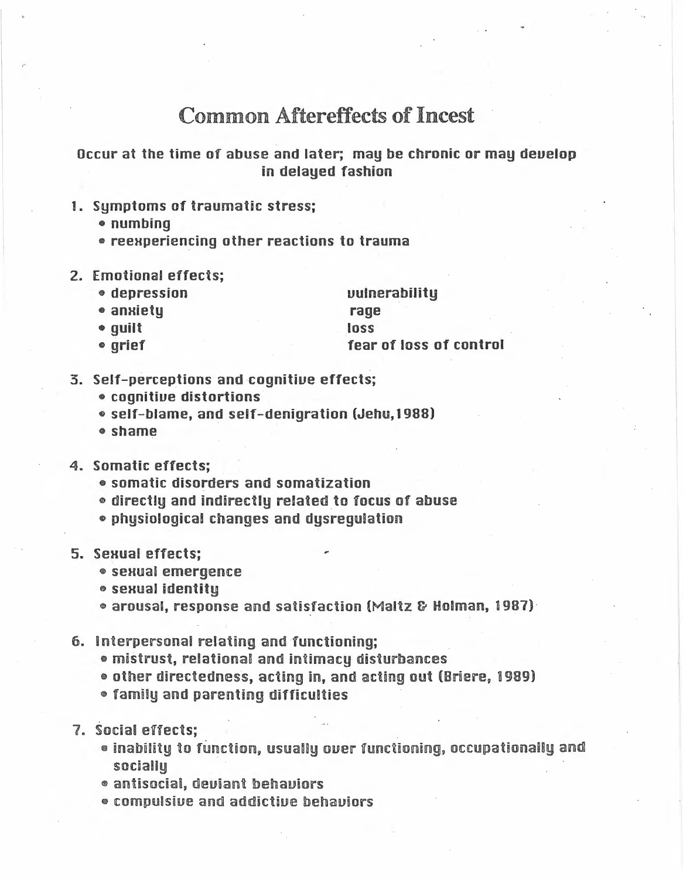# Common Aftereffects of Incest

**Occur at the time of abuse and later; may be chronic or may develop in delayed fashion**

1. Symptoms of traumatic stress;
   - numbing
   - reexperiencing other reactions to trauma

2. Emotional effects;
   - depression
   - anxiety
   - guilt
   - grief
   - vulnerability
   - rage
   - loss
   - fear of loss of control

3. Self-perceptions and cognitive effects;
   - cognitive distortions
   - self-blame, and self-denigration (Jehu,1988)
   - shame

4. Somatic effects;
   - somatic disorders and somatization
   - directly and indirectly related to focus of abuse
   - physiological changes and dysregulation

5. Sexual effects;
   - sexual emergence
   - sexual identity
   - arousal, response and satisfaction (Maltz & Holman, 1987)

6. Interpersonal relating and functioning;
   - mistrust, relational and intimacy disturbances
   - other directedness, acting in, and acting out (Briere, 1989)
   - family and parenting difficulties

7. Social effects;
   - inability to function, usually over functioning, occupationally and socially
   - antisocial, deviant behaviors
   - compulsive and addictive behaviors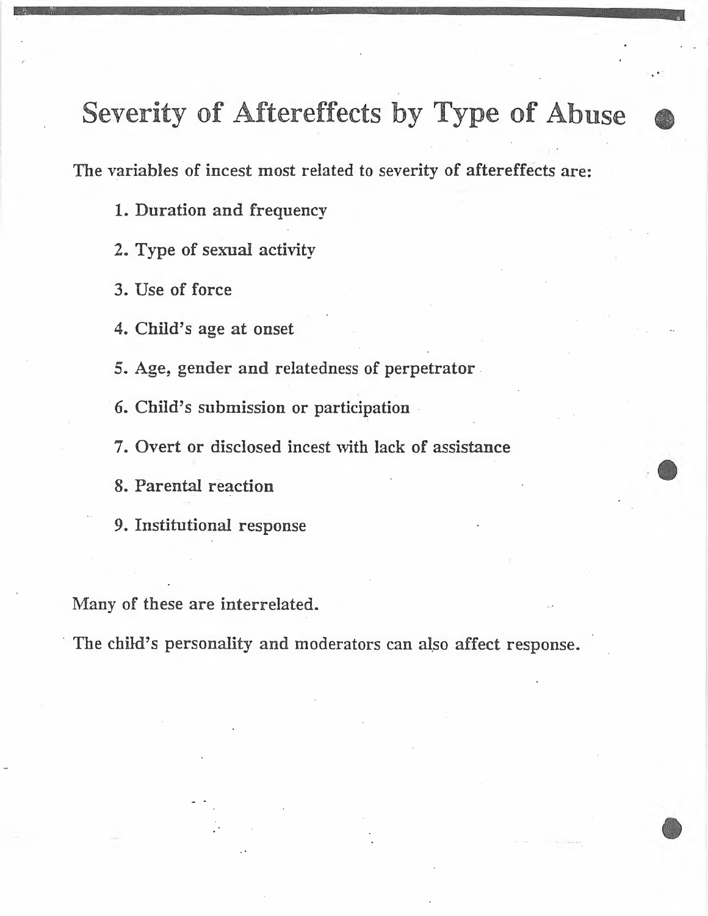# Severity of Aftereffects by Type of Abuse

The variables of incest most related to severity of aftereffects are:

1. Duration and frequency
2. Type of sexual activity
3. Use of force
4. Child's age at onset
5. Age, gender and relatedness of perpetrator
6. Child's submission or participation
7. Overt or disclosed incest with lack of assistance
8. Parental reaction
9. Institutional response

Many of these are interrelated.

The child's personality and moderators can also affect response.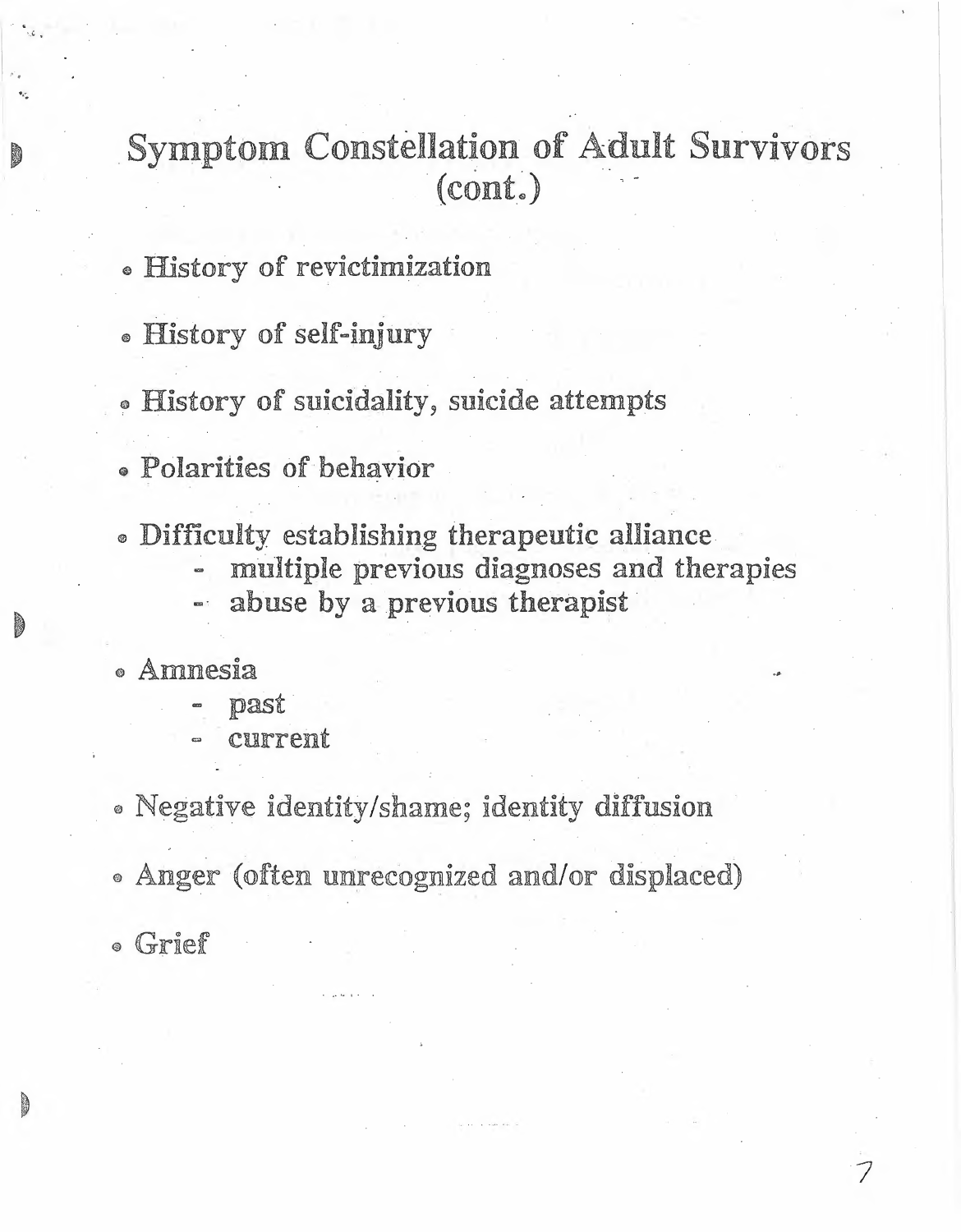# Symptom Constellation of Adult Survivors (cont.)

- History of revictimization
- History of self-injury
- History of suicidality, suicide attempts
- Polarities of behavior
- Difficulty establishing therapeutic alliance
  - multiple previous diagnoses and therapies
  - abuse by a previous therapist
- Amnesia
  - past
  - current
- Negative identity/shame; identity diffusion
- Anger (often unrecognized and/or displaced)
- Grief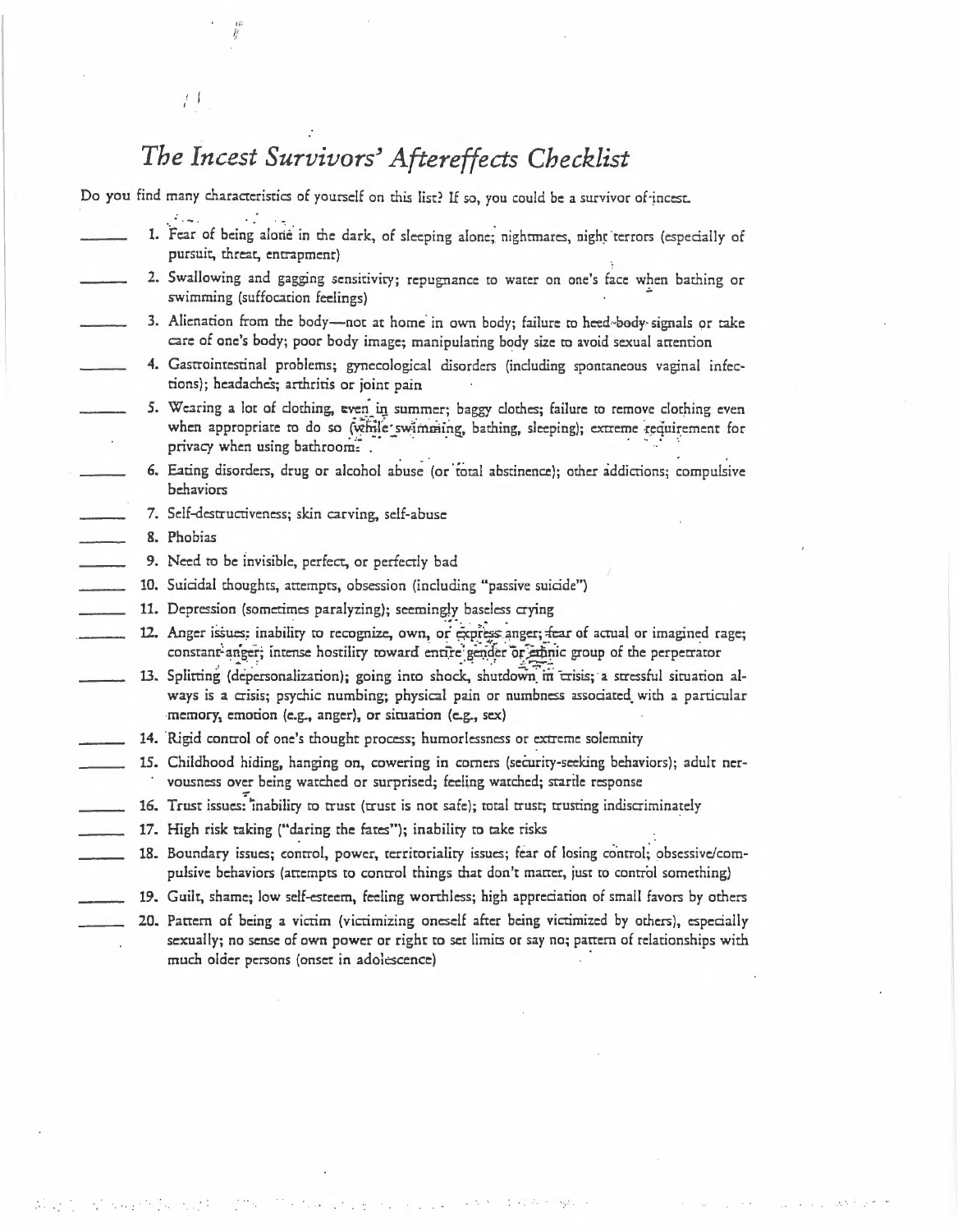# *The Incest Survivors' Aftereffects Checklist*

Do you find many characteristics of yourself on this list? If so, you could be a survivor of incest.

_____ 1. Fear of being alone in the dark, of sleeping alone; nightmares, night terrors (especially of pursuit, threat, entrapment)

_____ 2. Swallowing and gagging sensitivity; repugnance to water on one's face when bathing or swimming (suffocation feelings)

_____ 3. Alienation from the body—not at home in own body; failure to heed body signals or take care of one's body; poor body image; manipulating body size to avoid sexual attention

_____ 4. Gastrointestinal problems; gynecological disorders (including spontaneous vaginal infections); headaches; arthritis or joint pain

_____ 5. Wearing a lot of clothing, even in summer; baggy clothes; failure to remove clothing even when appropriate to do so (while swimming, bathing, sleeping); extreme requirement for privacy when using bathroom.

_____ 6. Eating disorders, drug or alcohol abuse (or total abstinence); other addictions; compulsive behaviors

_____ 7. Self-destructiveness; skin carving, self-abuse

_____ 8. Phobias

_____ 9. Need to be invisible, perfect, or perfectly bad

_____ 10. Suicidal thoughts, attempts, obsession (including "passive suicide")

_____ 11. Depression (sometimes paralyzing); seemingly baseless crying

_____ 12. Anger issues: inability to recognize, own, or express anger; fear of actual or imagined rage; constant anger; intense hostility toward entire gender or ethnic group of the perpetrator

_____ 13. Splitting (depersonalization); going into shock, shutdown in crisis; a stressful situation always is a crisis; psychic numbing; physical pain or numbness associated with a particular memory, emotion (e.g., anger), or situation (e.g., sex)

_____ 14. Rigid control of one's thought process; humorlessness or extreme solemnity

_____ 15. Childhood hiding, hanging on, cowering in corners (security-seeking behaviors); adult nervousness over being watched or surprised; feeling watched; startle response

_____ 16. Trust issues: inability to trust (trust is not safe); total trust; trusting indiscriminately

_____ 17. High risk taking ("daring the fates"); inability to take risks

_____ 18. Boundary issues; control, power, territoriality issues; fear of losing control; obsessive/compulsive behaviors (attempts to control things that don't matter, just to control something)

_____ 19. Guilt, shame; low self-esteem, feeling worthless; high appreciation of small favors by others

_____ 20. Pattern of being a victim (victimizing oneself after being victimized by others), especially sexually; no sense of own power or right to set limits or say no; pattern of relationships with much older persons (onset in adolescence)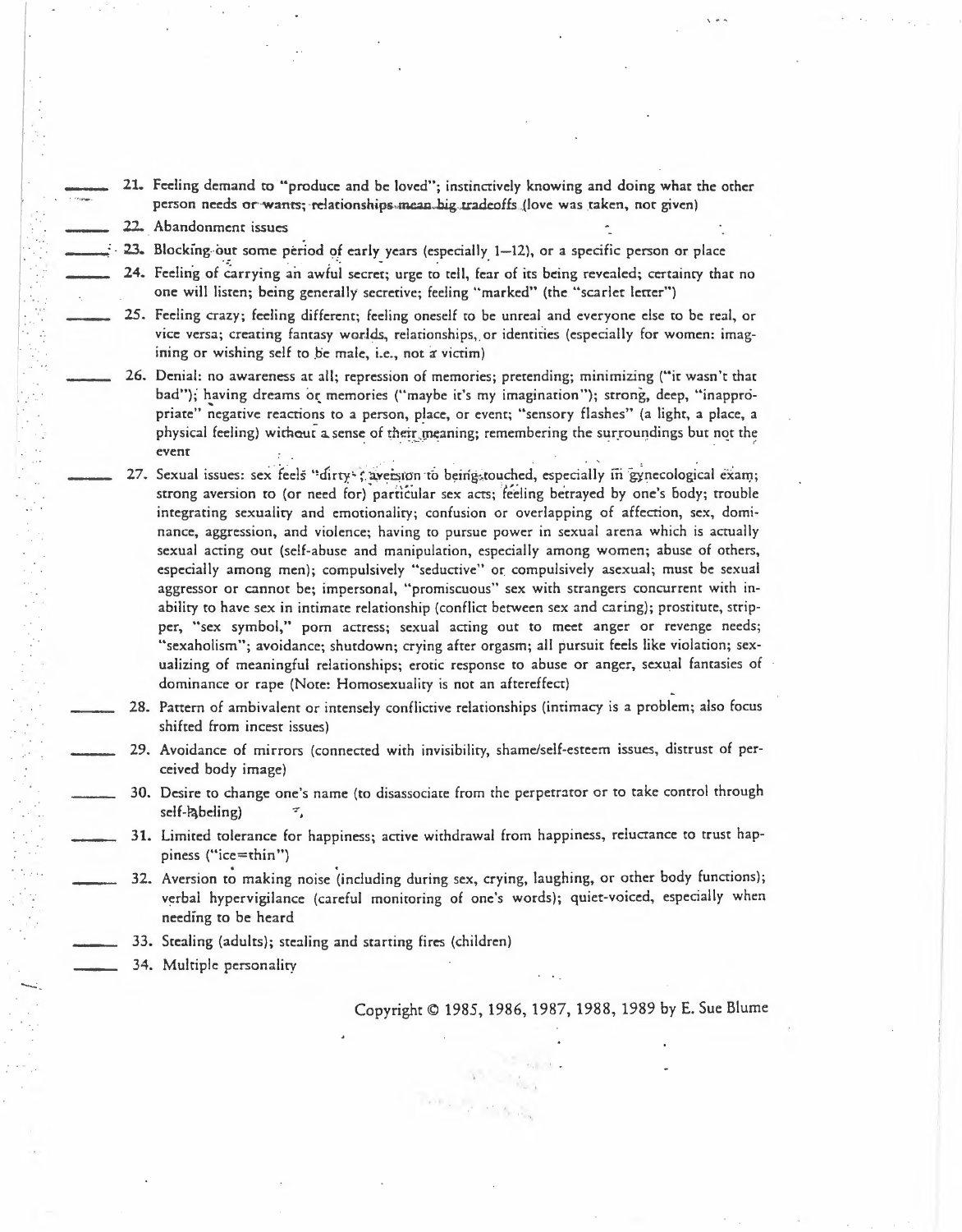_____ 21. Feeling demand to "produce and be loved"; instinctively knowing and doing what the other person needs or wants; relationships mean big tradeoffs (love was taken, not given)

_____ 22. Abandonment issues

_____ 23. Blocking out some period of early years (especially 1–12), or a specific person or place

_____ 24. Feeling of carrying an awful secret; urge to tell, fear of its being revealed; certainty that no one will listen; being generally secretive; feeling "marked" (the "scarlet letter")

_____ 25. Feeling crazy; feeling different; feeling oneself to be unreal and everyone else to be real, or vice versa; creating fantasy worlds, relationships, or identities (especially for women: imagining or wishing self to be male, i.e., not a victim)

_____ 26. Denial: no awareness at all; repression of memories; pretending; minimizing ("it wasn't that bad"); having dreams or memories ("maybe it's my imagination"); strong, deep, "inappropriate" negative reactions to a person, place, or event; "sensory flashes" (a light, a place, a physical feeling) without a sense of their meaning; remembering the surroundings but not the event

_____ 27. Sexual issues: sex feels "dirty"; aversion to being touched, especially in gynecological exam; strong aversion to (or need for) particular sex acts; feeling betrayed by one's body; trouble integrating sexuality and emotionality; confusion or overlapping of affection, sex, dominance, aggression, and violence; having to pursue power in sexual arena which is actually sexual acting out (self-abuse and manipulation, especially among women; abuse of others, especially among men); compulsively "seductive" or compulsively asexual; must be sexual aggressor or cannot be; impersonal, "promiscuous" sex with strangers concurrent with inability to have sex in intimate relationship (conflict between sex and caring); prostitute, stripper, "sex symbol," porn actress; sexual acting out to meet anger or revenge needs; "sexaholism"; avoidance; shutdown; crying after orgasm; all pursuit feels like violation; sexualizing of meaningful relationships; erotic response to abuse or anger, sexual fantasies of dominance or rape (Note: Homosexuality is not an aftereffect)

_____ 28. Pattern of ambivalent or intensely conflictive relationships (intimacy is a problem; also focus shifted from incest issues)

_____ 29. Avoidance of mirrors (connected with invisibility, shame/self-esteem issues, distrust of perceived body image)

_____ 30. Desire to change one's name (to disassociate from the perpetrator or to take control through self-labeling)

_____ 31. Limited tolerance for happiness; active withdrawal from happiness, reluctance to trust happiness ("ice=thin")

_____ 32. Aversion to making noise (including during sex, crying, laughing, or other body functions); verbal hypervigilance (careful monitoring of one's words); quiet-voiced, especially when needing to be heard

_____ 33. Stealing (adults); stealing and starting fires (children)

_____ 34. Multiple personality

Copyright © 1985, 1986, 1987, 1988, 1989 by E. Sue Blume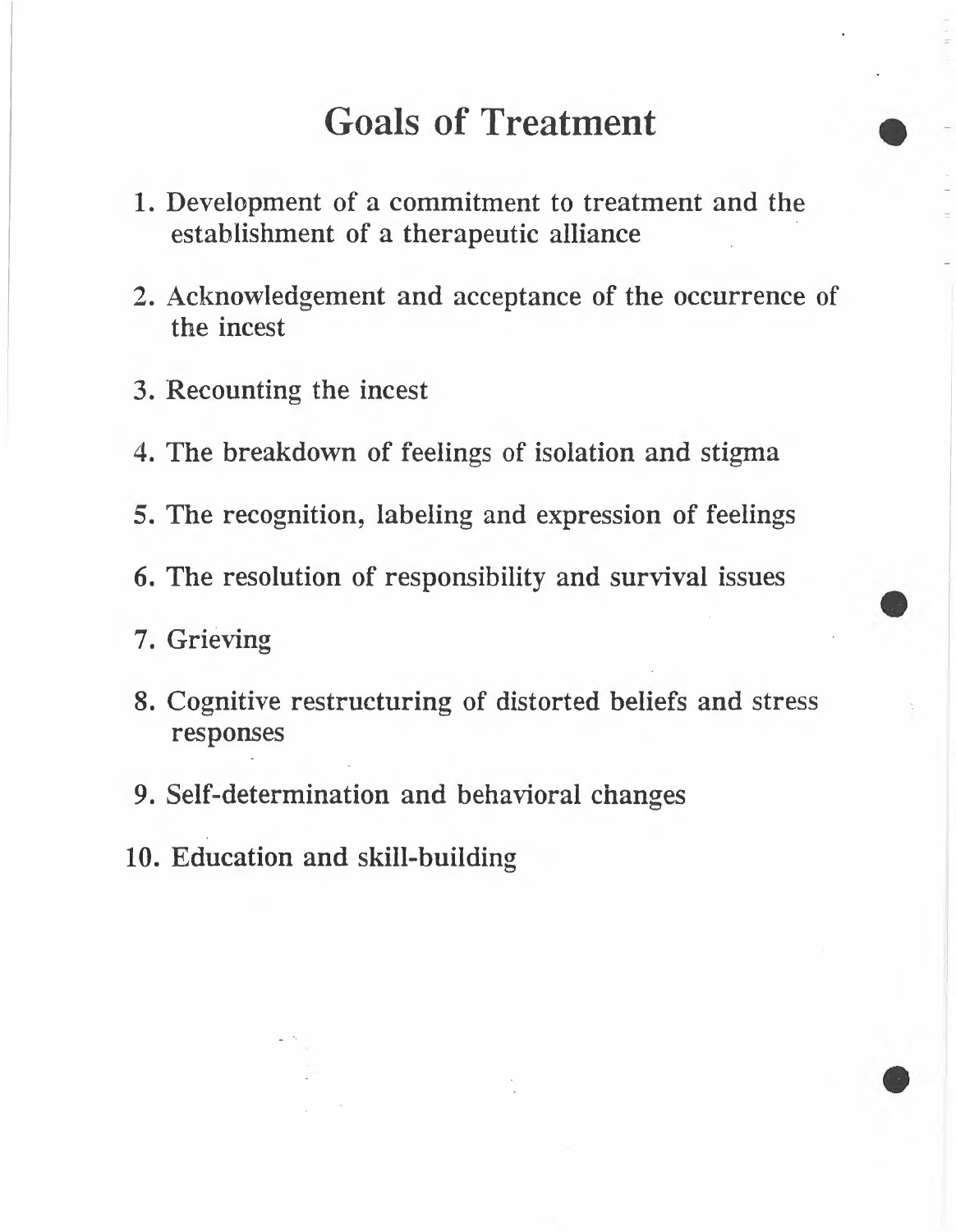# Goals of Treatment

1. Development of a commitment to treatment and the establishment of a therapeutic alliance
2. Acknowledgement and acceptance of the occurrence of the incest
3. Recounting the incest
4. The breakdown of feelings of isolation and stigma
5. The recognition, labeling and expression of feelings
6. The resolution of responsibility and survival issues
7. Grieving
8. Cognitive restructuring of distorted beliefs and stress responses
9. Self-determination and behavioral changes
10. Education and skill-building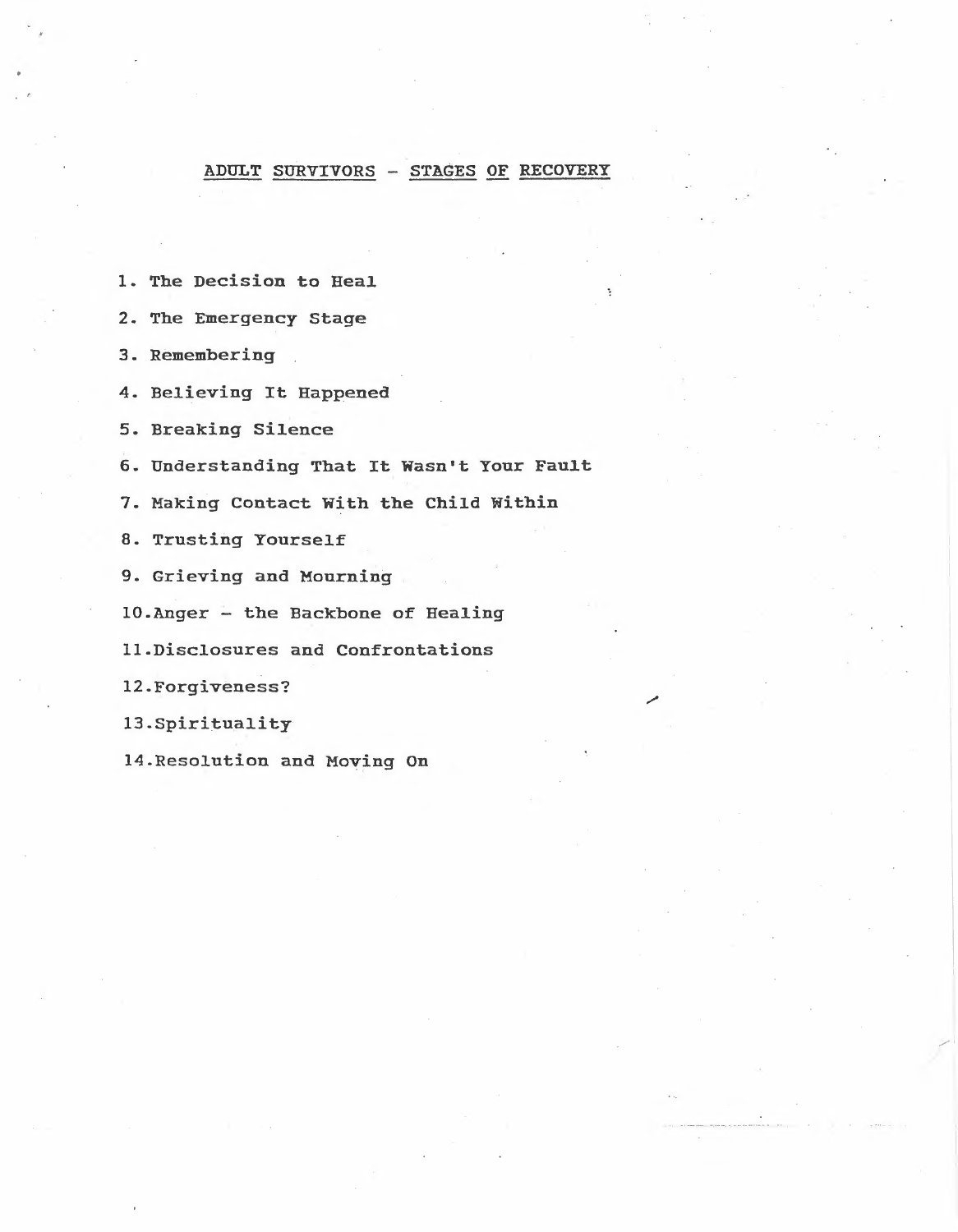## ADULT SURVIVORS - STAGES OF RECOVERY

1. The Decision to Heal
2. The Emergency Stage
3. Remembering
4. Believing It Happened
5. Breaking Silence
6. Understanding That It Wasn't Your Fault
7. Making Contact With the Child Within
8. Trusting Yourself
9. Grieving and Mourning
10. Anger - the Backbone of Healing
11. Disclosures and Confrontations
12. Forgiveness?
13. Spirituality
14. Resolution and Moving On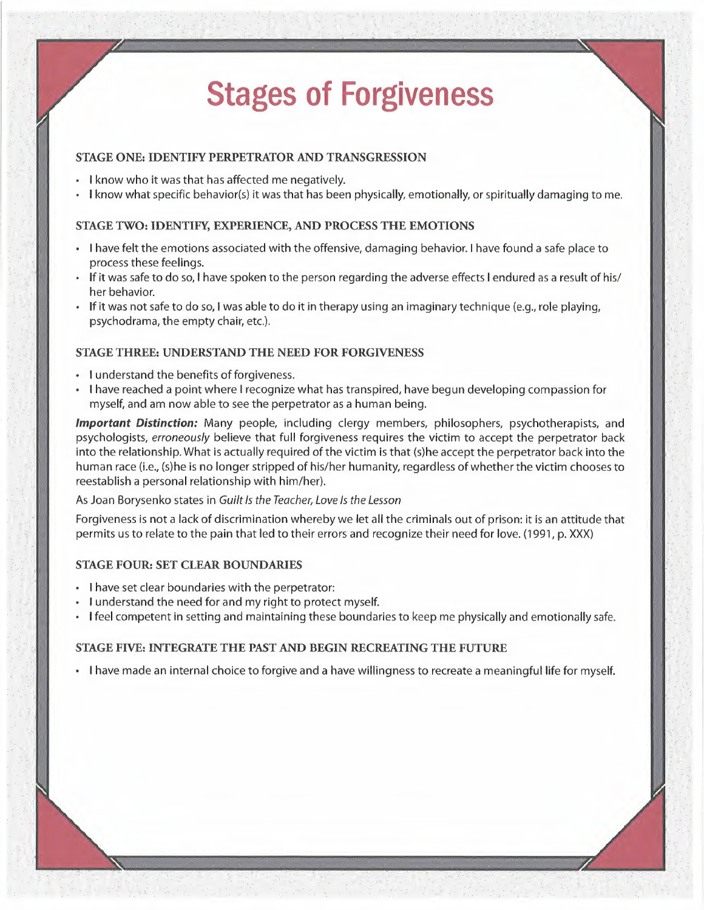# Stages of Forgiveness

### STAGE ONE: IDENTIFY PERPETRATOR AND TRANSGRESSION

- I know who it was that has affected me negatively.
- I know what specific behavior(s) it was that has been physically, emotionally, or spiritually damaging to me.

### STAGE TWO: IDENTIFY, EXPERIENCE, AND PROCESS THE EMOTIONS

- I have felt the emotions associated with the offensive, damaging behavior. I have found a safe place to process these feelings.
- If it was safe to do so, I have spoken to the person regarding the adverse effects I endured as a result of his/her behavior.
- If it was not safe to do so, I was able to do it in therapy using an imaginary technique (e.g., role playing, psychodrama, the empty chair, etc.).

### STAGE THREE: UNDERSTAND THE NEED FOR FORGIVENESS

- I understand the benefits of forgiveness.
- I have reached a point where I recognize what has transpired, have begun developing compassion for myself, and am now able to see the perpetrator as a human being.

***Important Distinction:*** Many people, including clergy members, philosophers, psychotherapists, and psychologists, *erroneously* believe that full forgiveness requires the victim to accept the perpetrator back into the relationship. What is actually required of the victim is that (s)he accept the perpetrator back into the human race (i.e., (s)he is no longer stripped of his/her humanity, regardless of whether the victim chooses to reestablish a personal relationship with him/her).

As Joan Borysenko states in *Guilt Is the Teacher, Love Is the Lesson*

Forgiveness is not a lack of discrimination whereby we let all the criminals out of prison: it is an attitude that permits us to relate to the pain that led to their errors and recognize their need for love. (1991, p. XXX)

### STAGE FOUR: SET CLEAR BOUNDARIES

- I have set clear boundaries with the perpetrator:
- I understand the need for and my right to protect myself.
- I feel competent in setting and maintaining these boundaries to keep me physically and emotionally safe.

### STAGE FIVE: INTEGRATE THE PAST AND BEGIN RECREATING THE FUTURE

- I have made an internal choice to forgive and a have willingness to recreate a meaningful life for myself.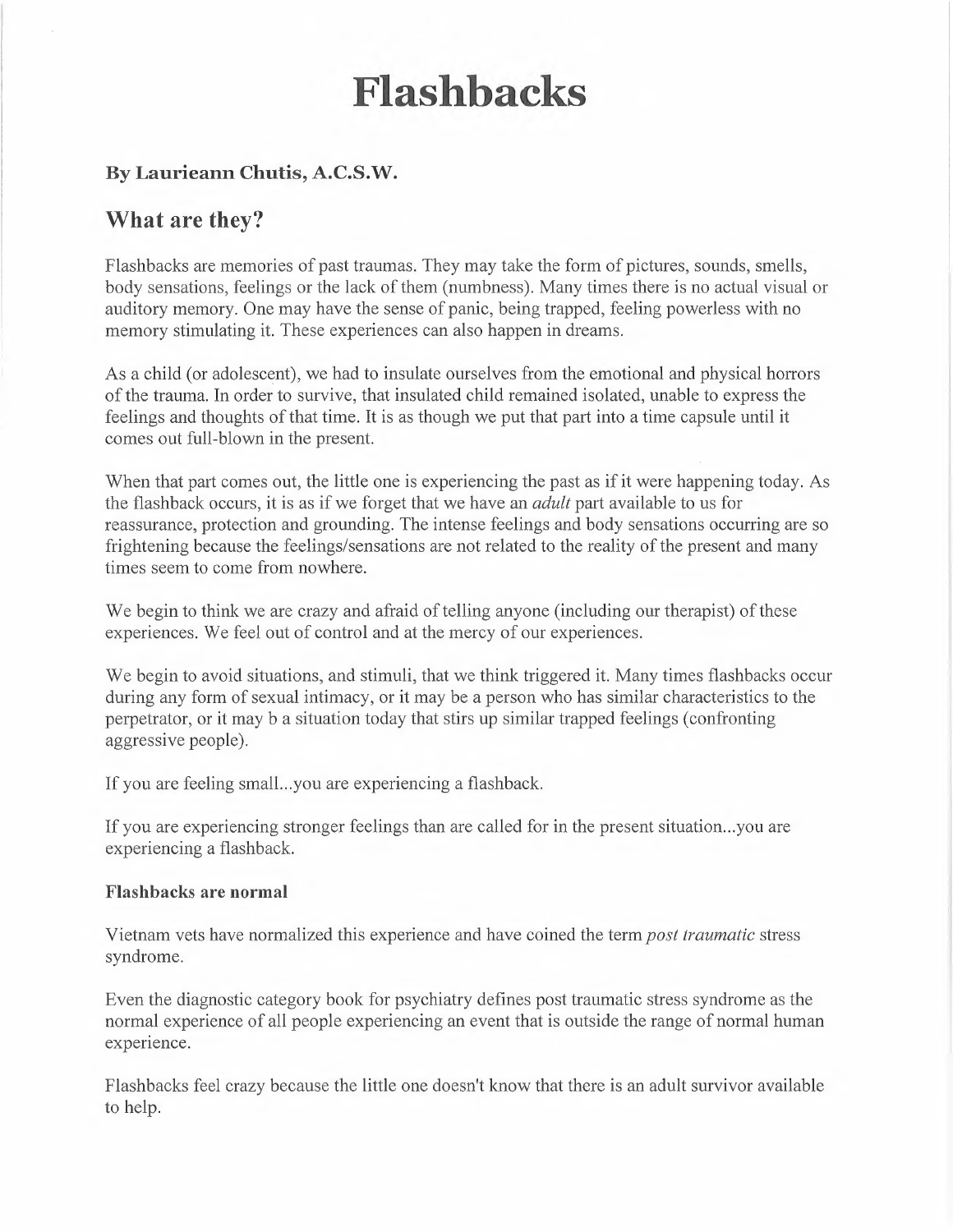# Flashbacks

**By Laurieann Chutis, A.C.S.W.**

## What are they?

Flashbacks are memories of past traumas. They may take the form of pictures, sounds, smells, body sensations, feelings or the lack of them (numbness). Many times there is no actual visual or auditory memory. One may have the sense of panic, being trapped, feeling powerless with no memory stimulating it. These experiences can also happen in dreams.

As a child (or adolescent), we had to insulate ourselves from the emotional and physical horrors of the trauma. In order to survive, that insulated child remained isolated, unable to express the feelings and thoughts of that time. It is as though we put that part into a time capsule until it comes out full-blown in the present.

When that part comes out, the little one is experiencing the past as if it were happening today. As the flashback occurs, it is as if we forget that we have an *adult* part available to us for reassurance, protection and grounding. The intense feelings and body sensations occurring are so frightening because the feelings/sensations are not related to the reality of the present and many times seem to come from nowhere.

We begin to think we are crazy and afraid of telling anyone (including our therapist) of these experiences. We feel out of control and at the mercy of our experiences.

We begin to avoid situations, and stimuli, that we think triggered it. Many times flashbacks occur during any form of sexual intimacy, or it may be a person who has similar characteristics to the perpetrator, or it may b a situation today that stirs up similar trapped feelings (confronting aggressive people).

If you are feeling small...you are experiencing a flashback.

If you are experiencing stronger feelings than are called for in the present situation...you are experiencing a flashback.

### Flashbacks are normal

Vietnam vets have normalized this experience and have coined the term *post traumatic* stress syndrome.

Even the diagnostic category book for psychiatry defines post traumatic stress syndrome as the normal experience of all people experiencing an event that is outside the range of normal human experience.

Flashbacks feel crazy because the little one doesn't know that there is an adult survivor available to help.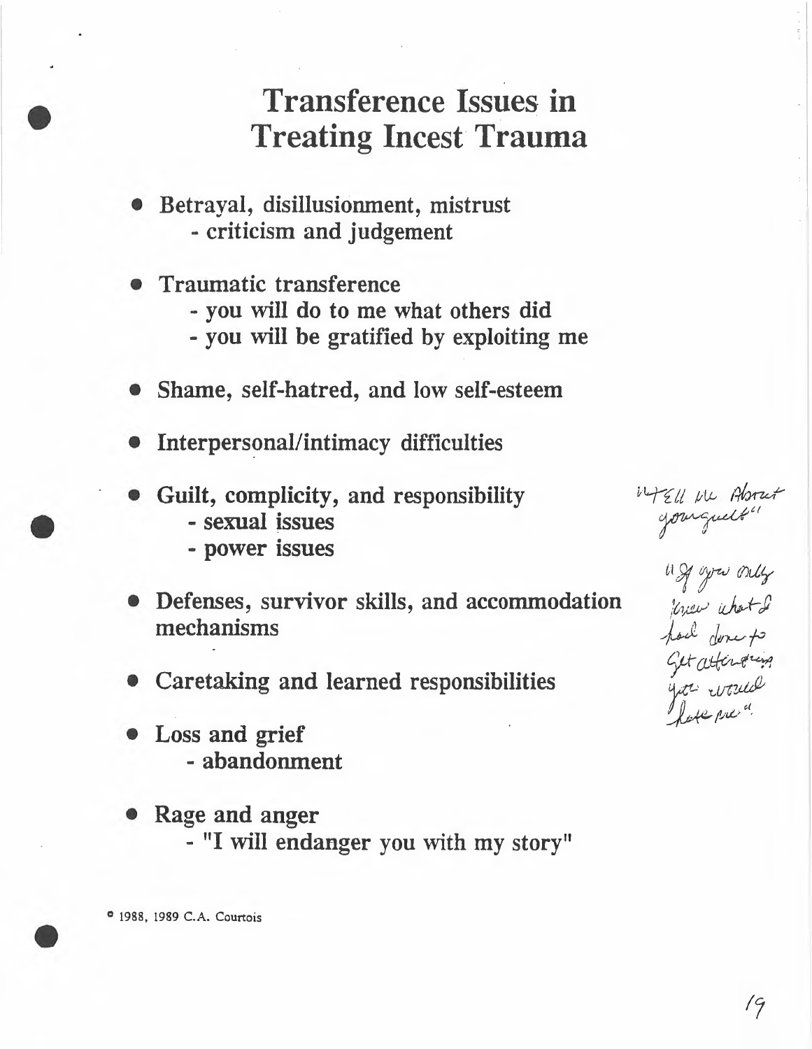# Transference Issues in Treating Incest Trauma

- Betrayal, disillusionment, mistrust
  - criticism and judgement
- Traumatic transference
  - you will do to me what others did
  - you will be gratified by exploiting me
- Shame, self-hatred, and low self-esteem
- Interpersonal/intimacy difficulties
- Guilt, complicity, and responsibility
  - sexual issues
  - power issues
- Defenses, survivor skills, and accommodation mechanisms
- Caretaking and learned responsibilities
- Loss and grief
  - abandonment
- Rage and anger
  - "I will endanger you with my story"

"Tell me about your guilt"

"If you only knew what I had done to get attention you would hate me."

© 1988, 1989 C.A. Courtois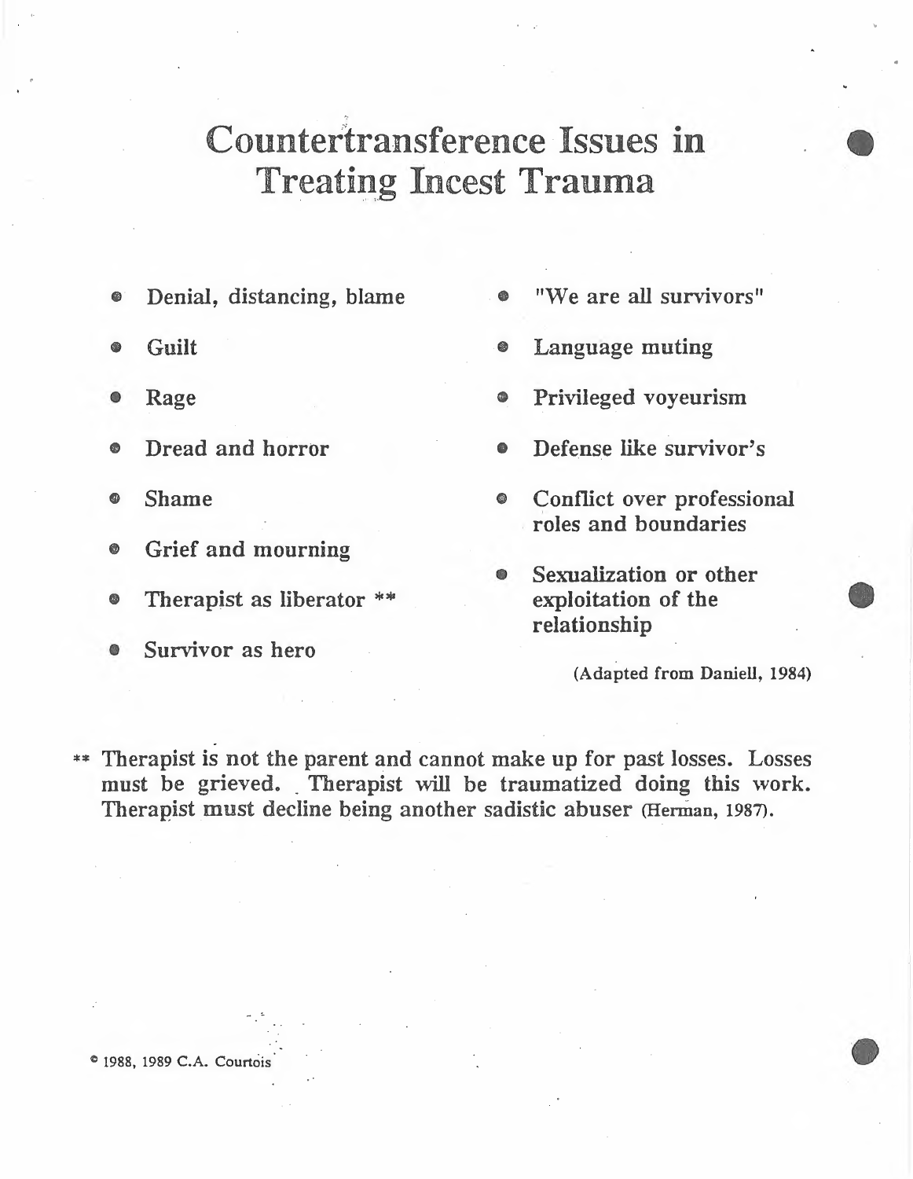# Countertransference Issues in Treating Incest Trauma

- Denial, distancing, blame
- Guilt
- Rage
- Dread and horror
- Shame
- Grief and mourning
- Therapist as liberator **
- Survivor as hero
- "We are all survivors"
- Language muting
- Privileged voyeurism
- Defense like survivor's
- Conflict over professional roles and boundaries
- Sexualization or other exploitation of the relationship

(Adapted from Daniell, 1984)

** Therapist is not the parent and cannot make up for past losses. Losses must be grieved. Therapist will be traumatized doing this work. Therapist must decline being another sadistic abuser (Herman, 1987).

© 1988, 1989 C.A. Courtois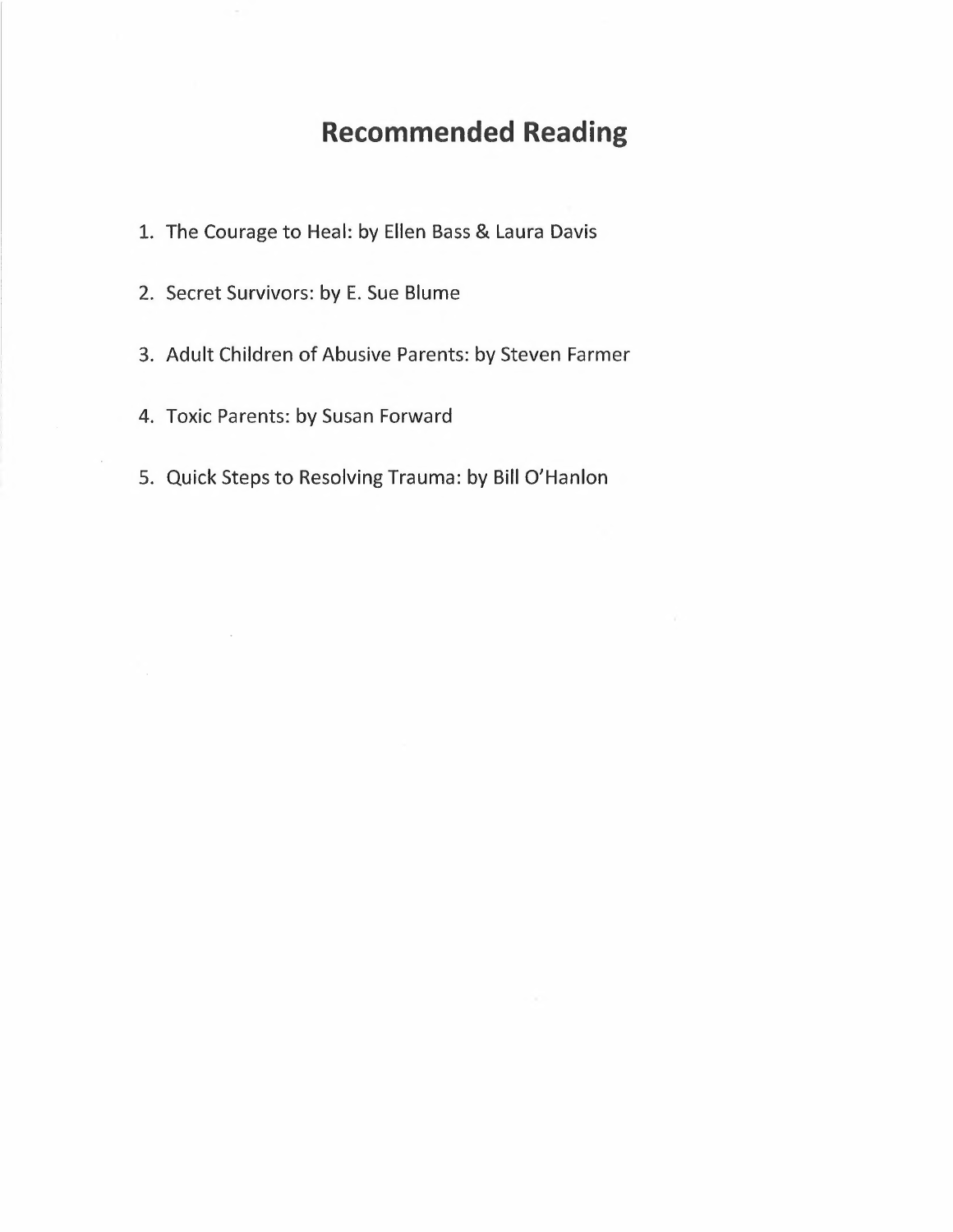# Recommended Reading

1. The Courage to Heal: by Ellen Bass & Laura Davis
2. Secret Survivors: by E. Sue Blume
3. Adult Children of Abusive Parents: by Steven Farmer
4. Toxic Parents: by Susan Forward
5. Quick Steps to Resolving Trauma: by Bill O'Hanlon